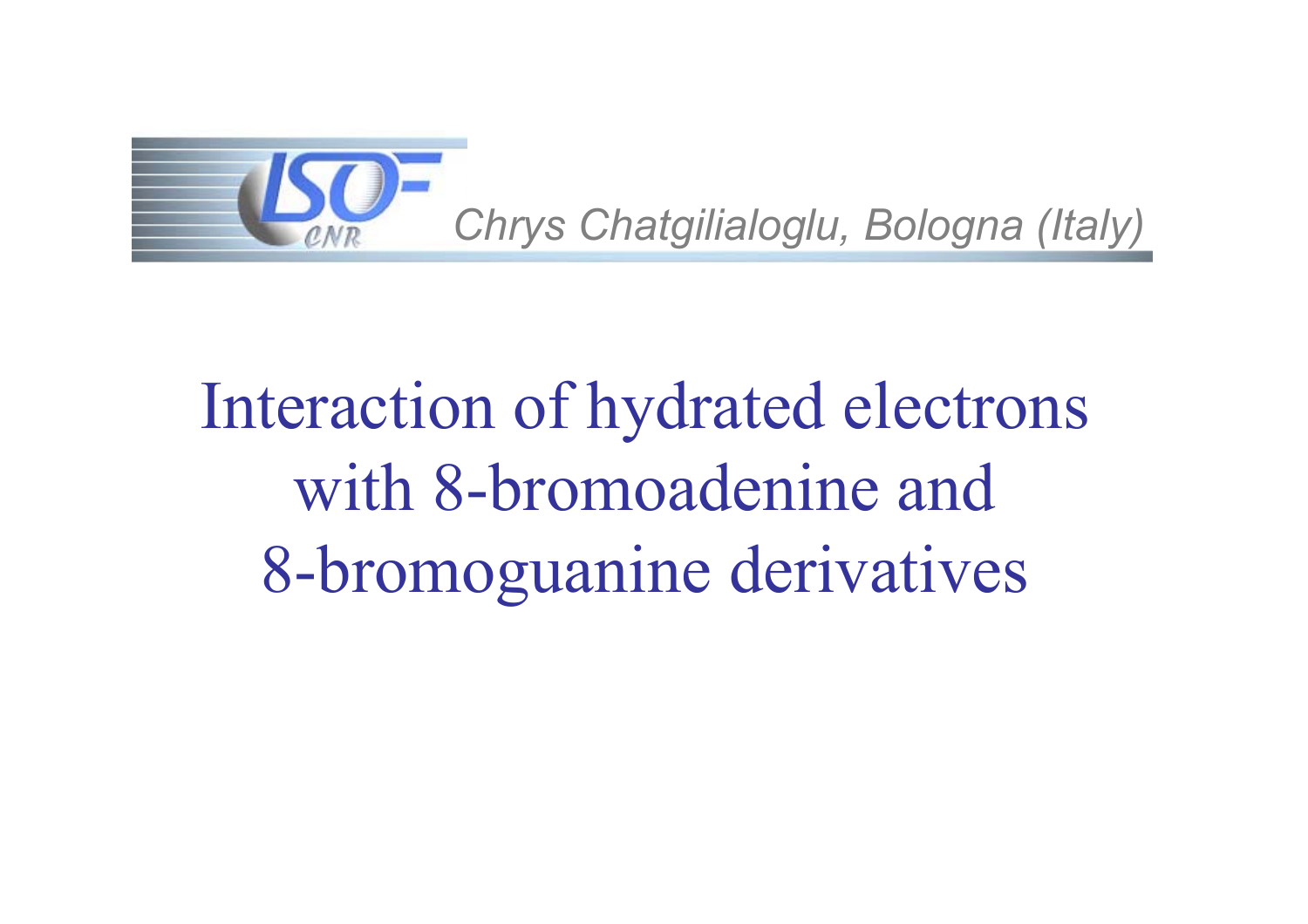*Chrys Chatgilialoglu, Bologna (Italy)*

# Interaction of hydrated electrons with 8-bromoadenine and 8-bromoguanine derivatives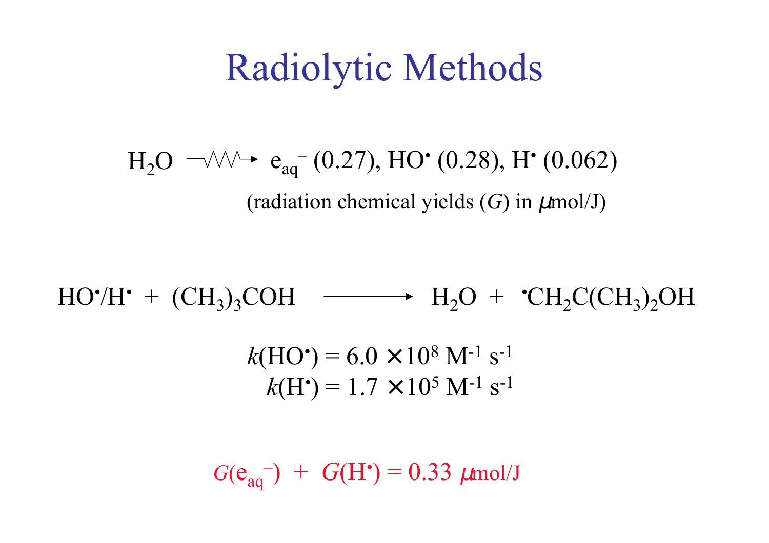# Radiolytic Methods

$$H_2O \rightsquigarrow e_{aq}^{-}\ (0.27),\ HO^{\bullet}\ (0.28),\ H^{\bullet}\ (0.062)$$

(radiation chemical yields ($G$) in $\mu$mol/J)

$$HO^{\bullet}/H^{\bullet} + (CH_3)_3COH \longrightarrow H_2O + {}^{\bullet}CH_2C(CH_3)_2OH$$

$$k(HO^{\bullet}) = 6.0 \times 10^{8}\ M^{-1}\ s^{-1}$$

$$k(H^{\bullet}) = 1.7 \times 10^{5}\ M^{-1}\ s^{-1}$$

$$G(e_{aq}^{-}) + G(H^{\bullet}) = 0.33\ \mu mol/J$$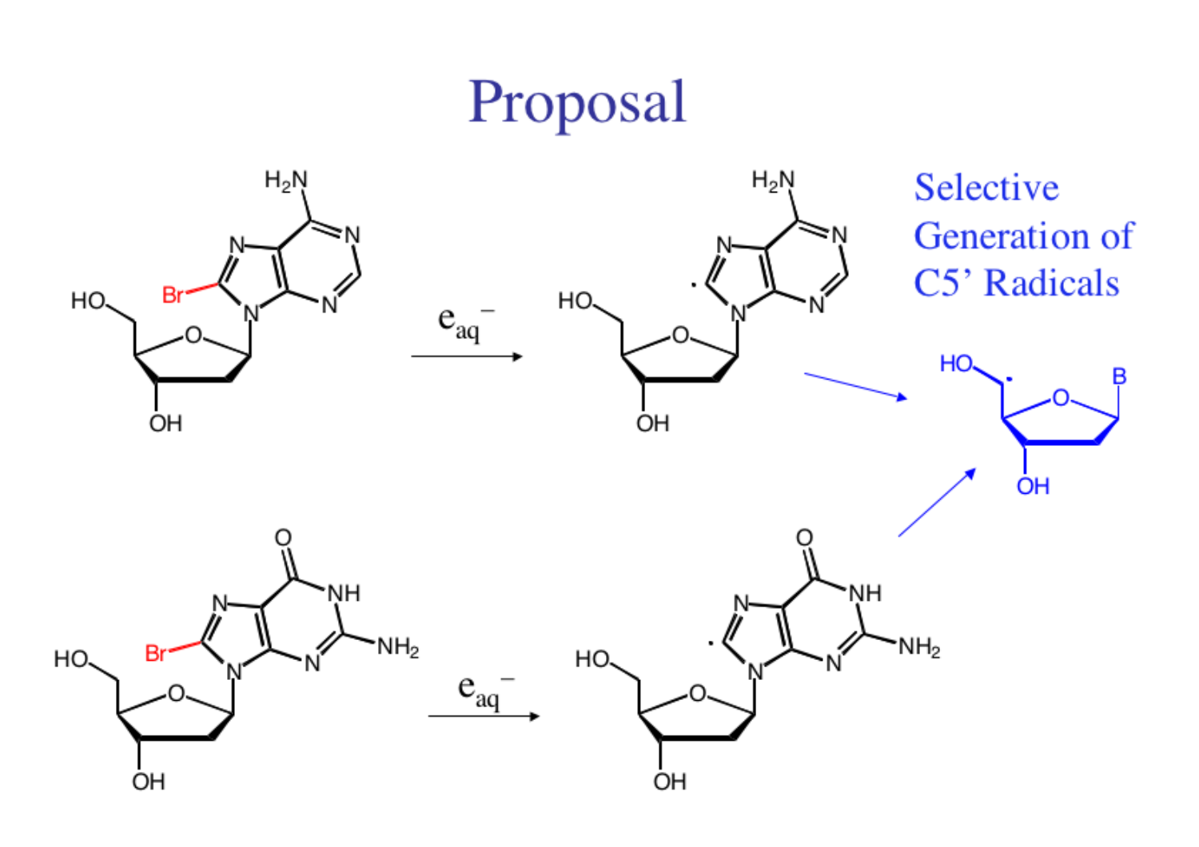# Proposal

Selective Generation of C5' Radicals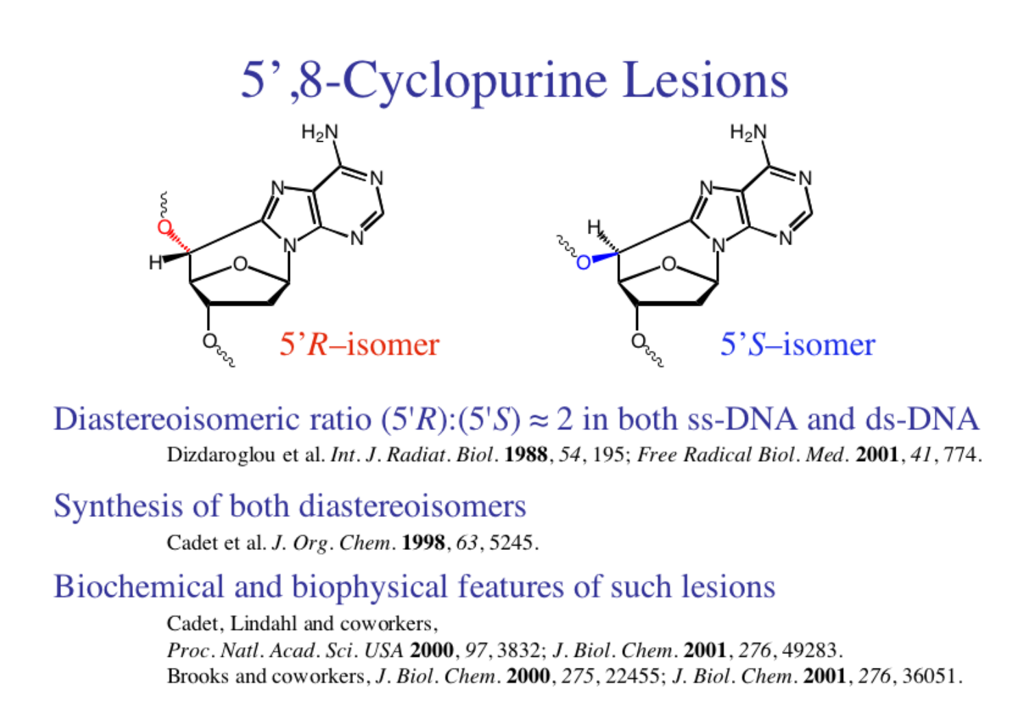# 5',8-Cyclopurine Lesions

5'*R*–isomer

5'*S*–isomer

Diastereoisomeric ratio (5'*R*):(5'*S*) ≈ 2 in both ss-DNA and ds-DNA

Dizdaroglou et al. *Int. J. Radiat. Biol.* **1988**, *54*, 195; *Free Radical Biol. Med.* **2001**, *41*, 774.

Synthesis of both diastereoisomers

Cadet et al. *J. Org. Chem.* **1998**, *63*, 5245.

Biochemical and biophysical features of such lesions

Cadet, Lindahl and coworkers,
*Proc. Natl. Acad. Sci. USA* **2000**, *97*, 3832; *J. Biol. Chem.* **2001**, *276*, 49283.
Brooks and coworkers, *J. Biol. Chem.* **2000**, *275*, 22455; *J. Biol. Chem.* **2001**, *276*, 36051.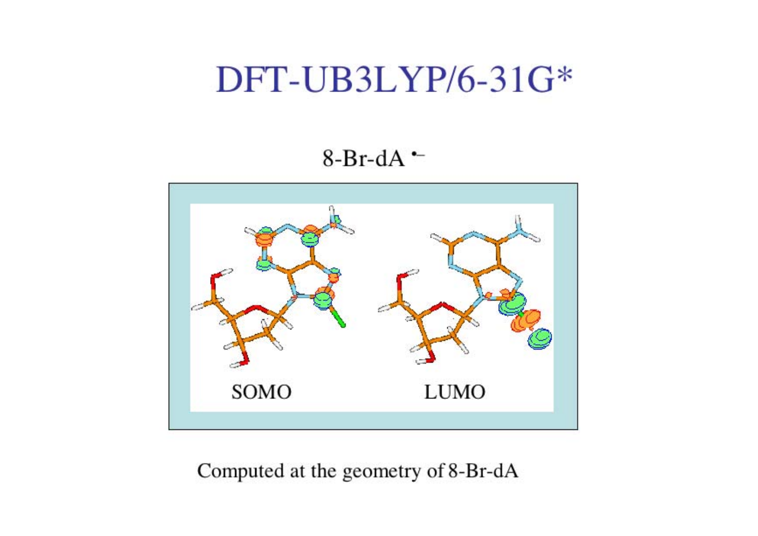# DFT-UB3LYP/6-31G*

$8\text{-Br-dA}^{\bullet-}$

SOMO LUMO

Computed at the geometry of 8-Br-dA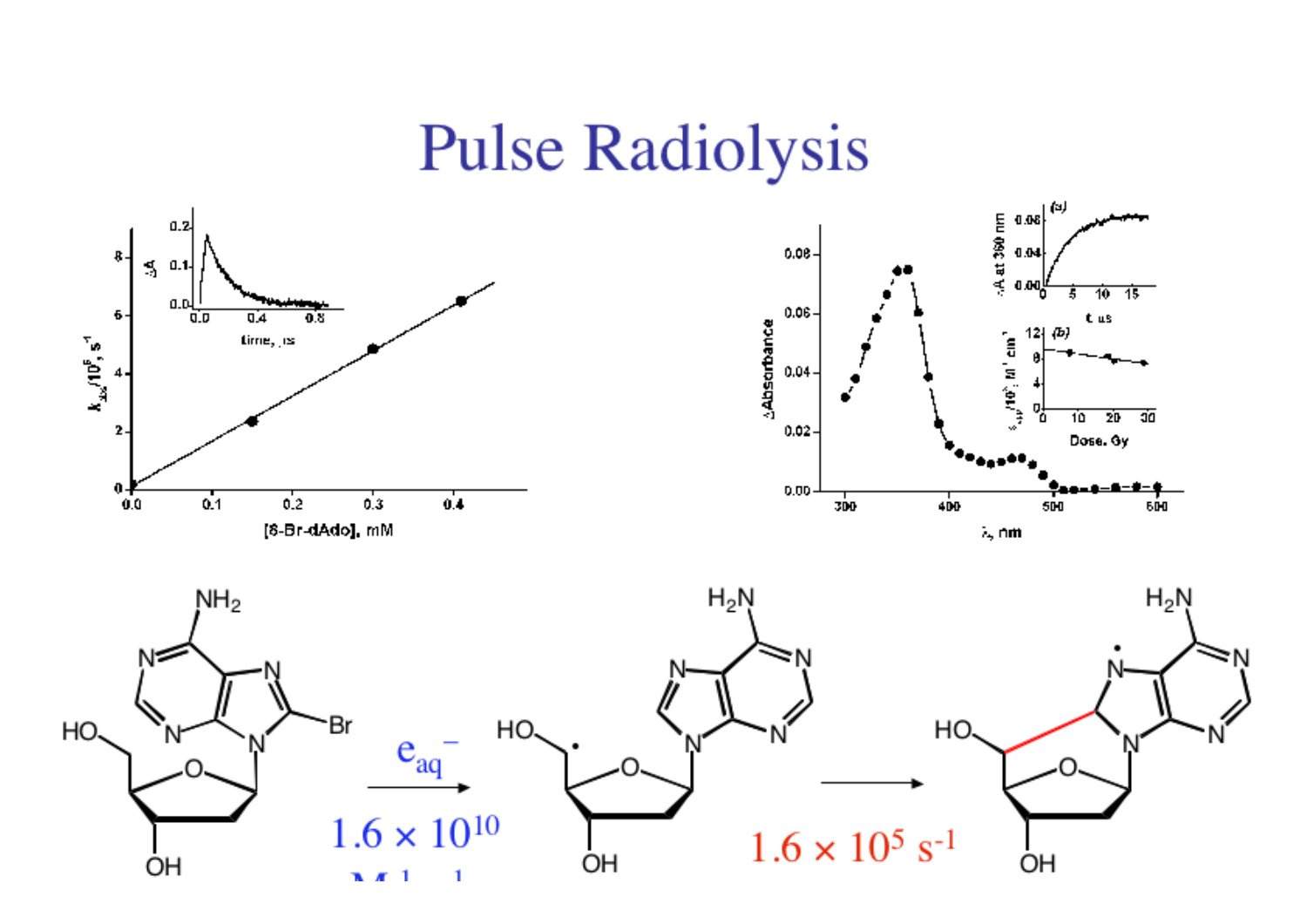# Pulse Radiolysis

$e_{aq}^-$

$1.6 \times 10^{10}$ $M^{-1}s^{-1}$

$1.6 \times 10^5$ $s^{-1}$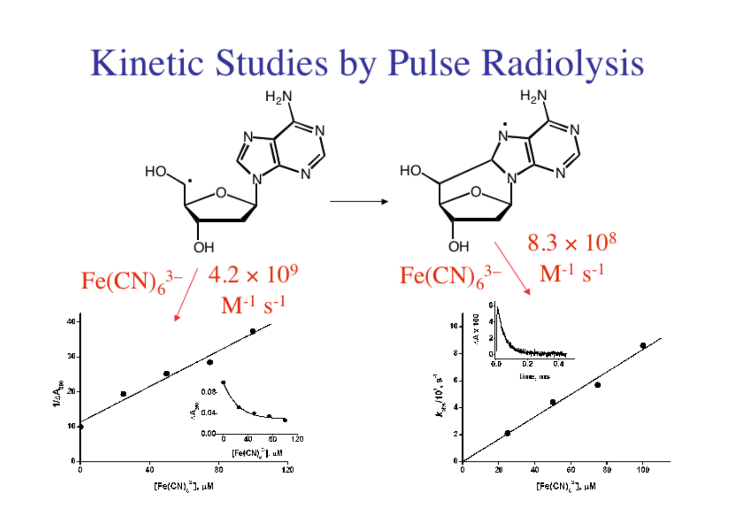# Kinetic Studies by Pulse Radiolysis

$Fe(CN)_6^{3-}$ $4.2 \times 10^9$ $M^{-1}$ $s^{-1}$

$Fe(CN)_6^{3-}$ $8.3 \times 10^8$ $M^{-1}$ $s^{-1}$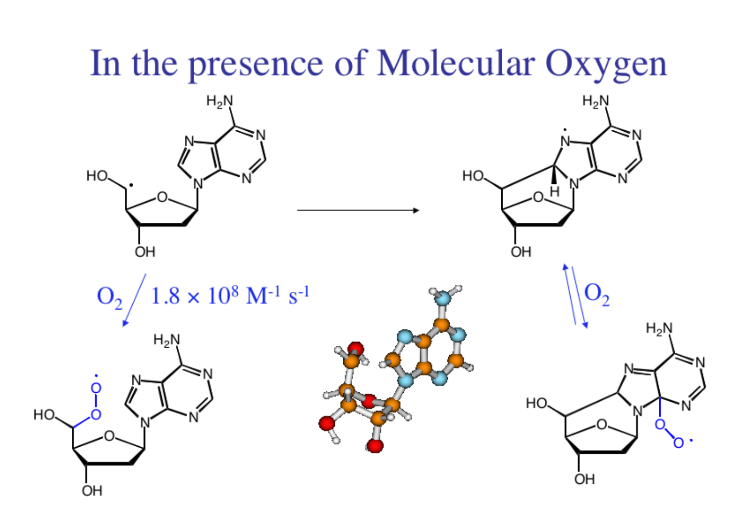# In the presence of Molecular Oxygen

$O_2$ $1.8 \times 10^{8}\ M^{-1}\ s^{-1}$

$O_2$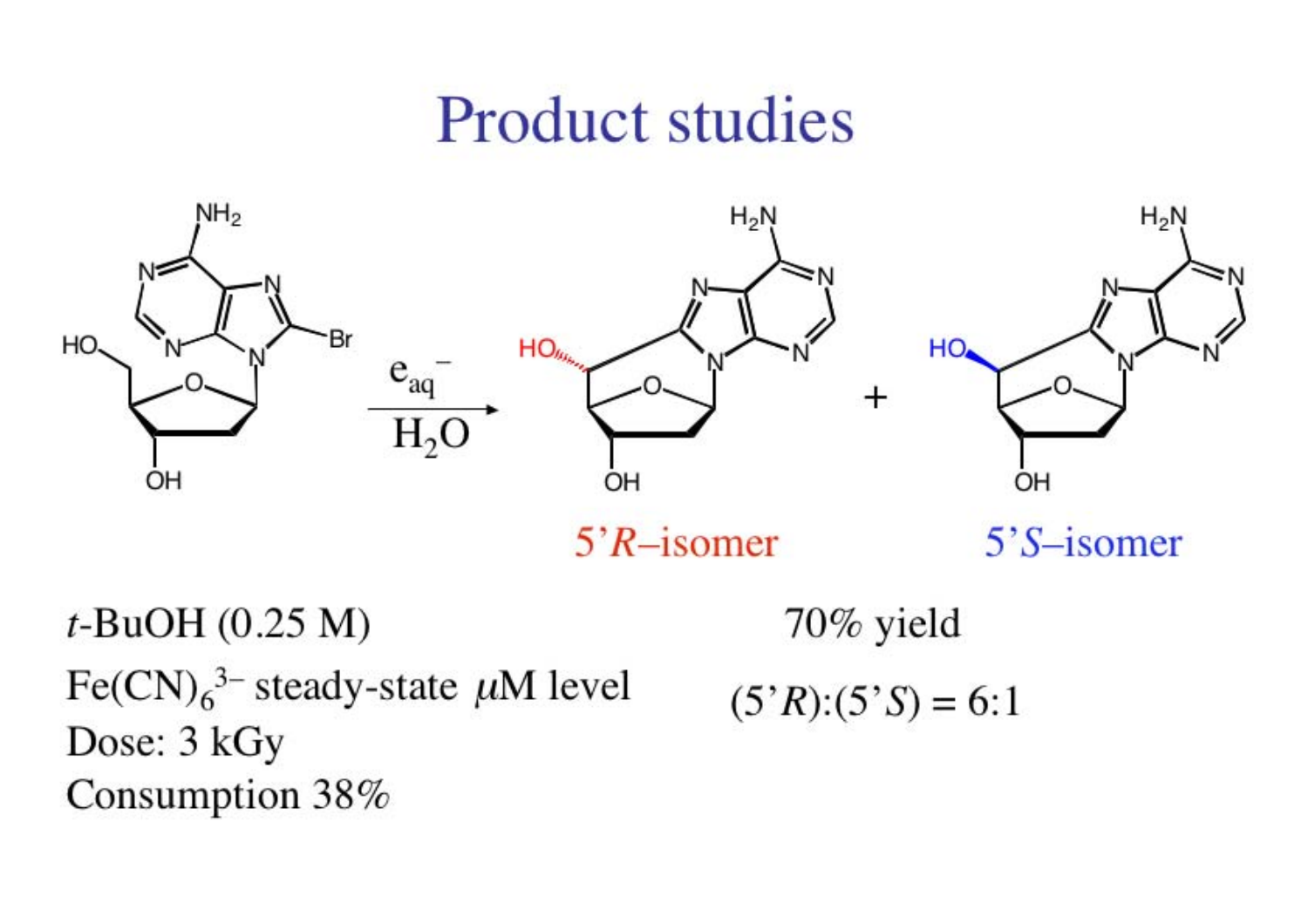# Product studies

$e_{aq}^-$

$H_2O$

5'*R*–isomer

5'*S*–isomer

*t*-BuOH (0.25 M)

$Fe(CN)_6^{3-}$ steady-state $\mu$M level

Dose: 3 kGy

Consumption 38%

70% yield

(5'*R*):(5'*S*) = 6:1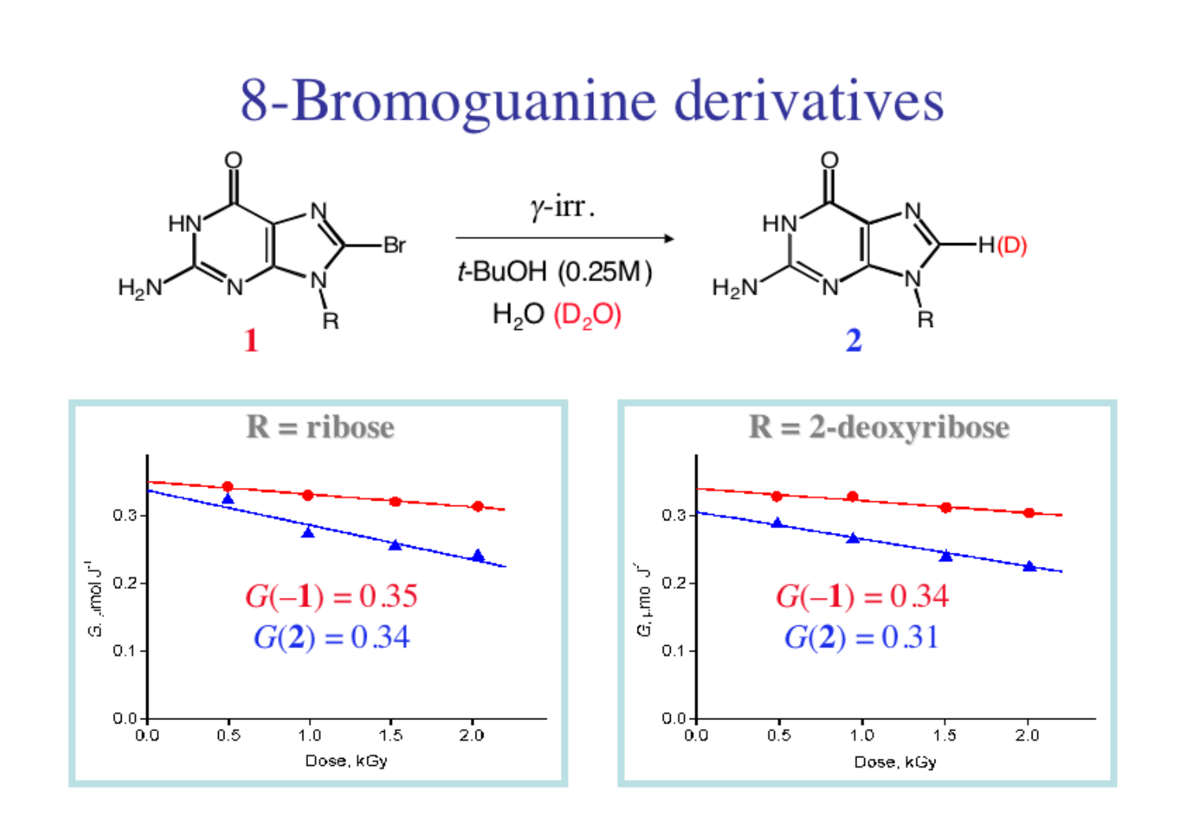# 8-Bromoguanine derivatives

**1** → **2** ($\gamma$-irr., $t$-BuOH (0.25M), $H_2O$ ($D_2O$)); C8–Br replaced by H(D)

**R = ribose**

$G(-\mathbf{1}) = 0.35$

$G(\mathbf{2}) = 0.34$

**R = 2-deoxyribose**

$G(-\mathbf{1}) = 0.34$

$G(\mathbf{2}) = 0.31$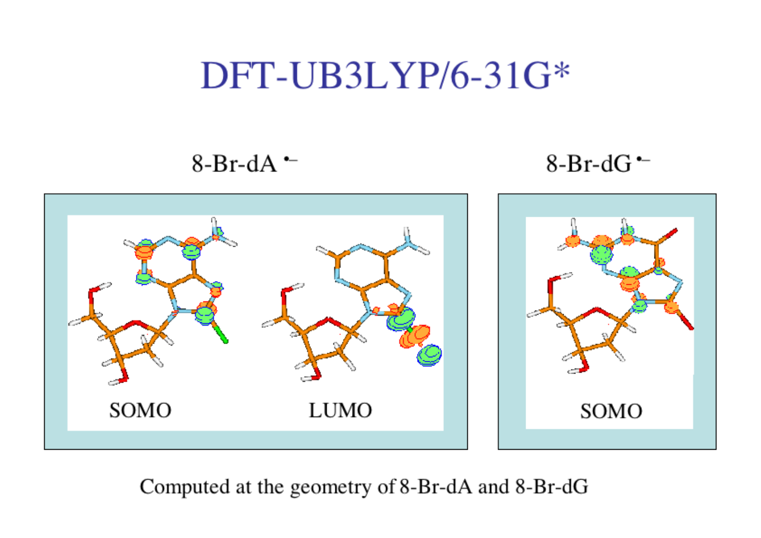# DFT-UB3LYP/6-31G*

8-Br-dA $^{\bullet -}$

SOMO

LUMO

8-Br-dG $^{\bullet -}$

SOMO

Computed at the geometry of 8-Br-dA and 8-Br-dG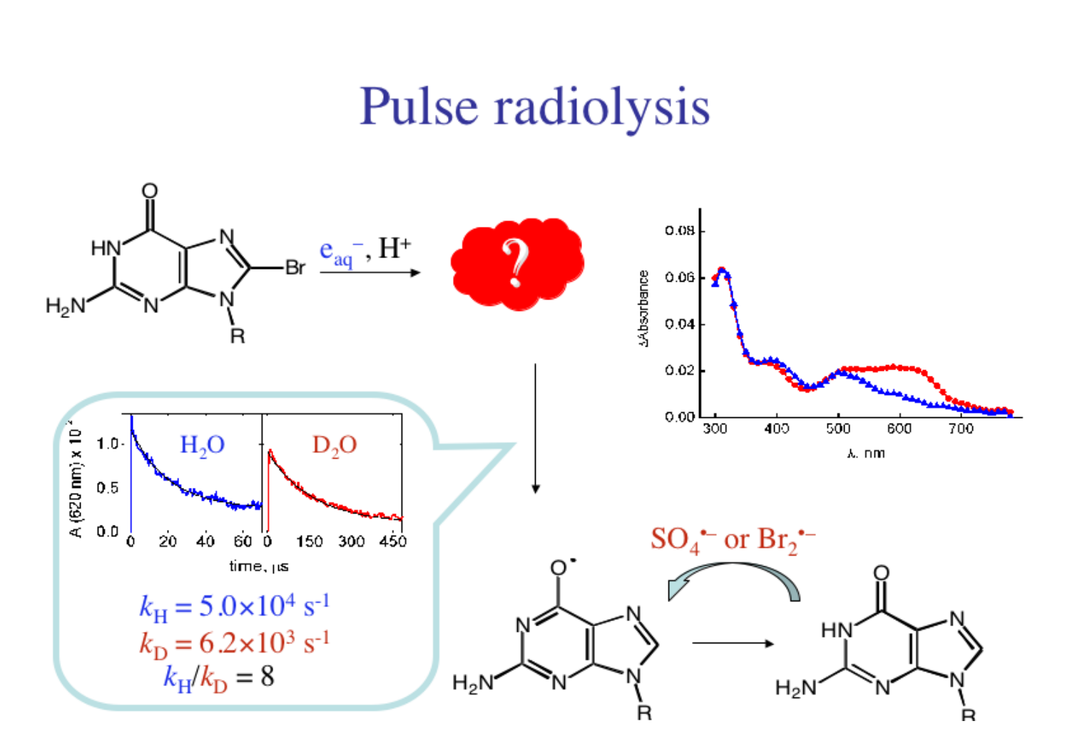# Pulse radiolysis

$e_{aq}^-$, $H^+$

$SO_4^{\bullet-}$ or $Br_2^{\bullet-}$

$H_2O$

$D_2O$

A (620 nm) x $10^2$

time, μs

$k_H = 5.0\times10^4$ $s^{-1}$

$k_D = 6.2\times10^3$ $s^{-1}$

$k_H/k_D = 8$

ΔAbsorbance

λ, nm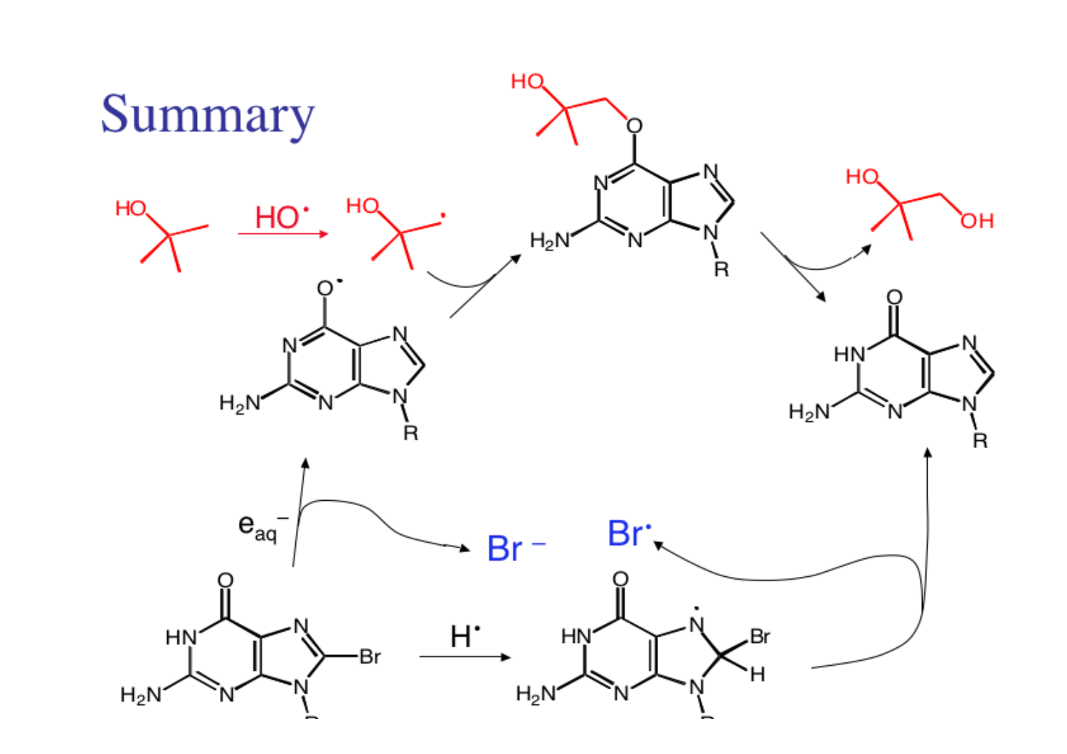# Summary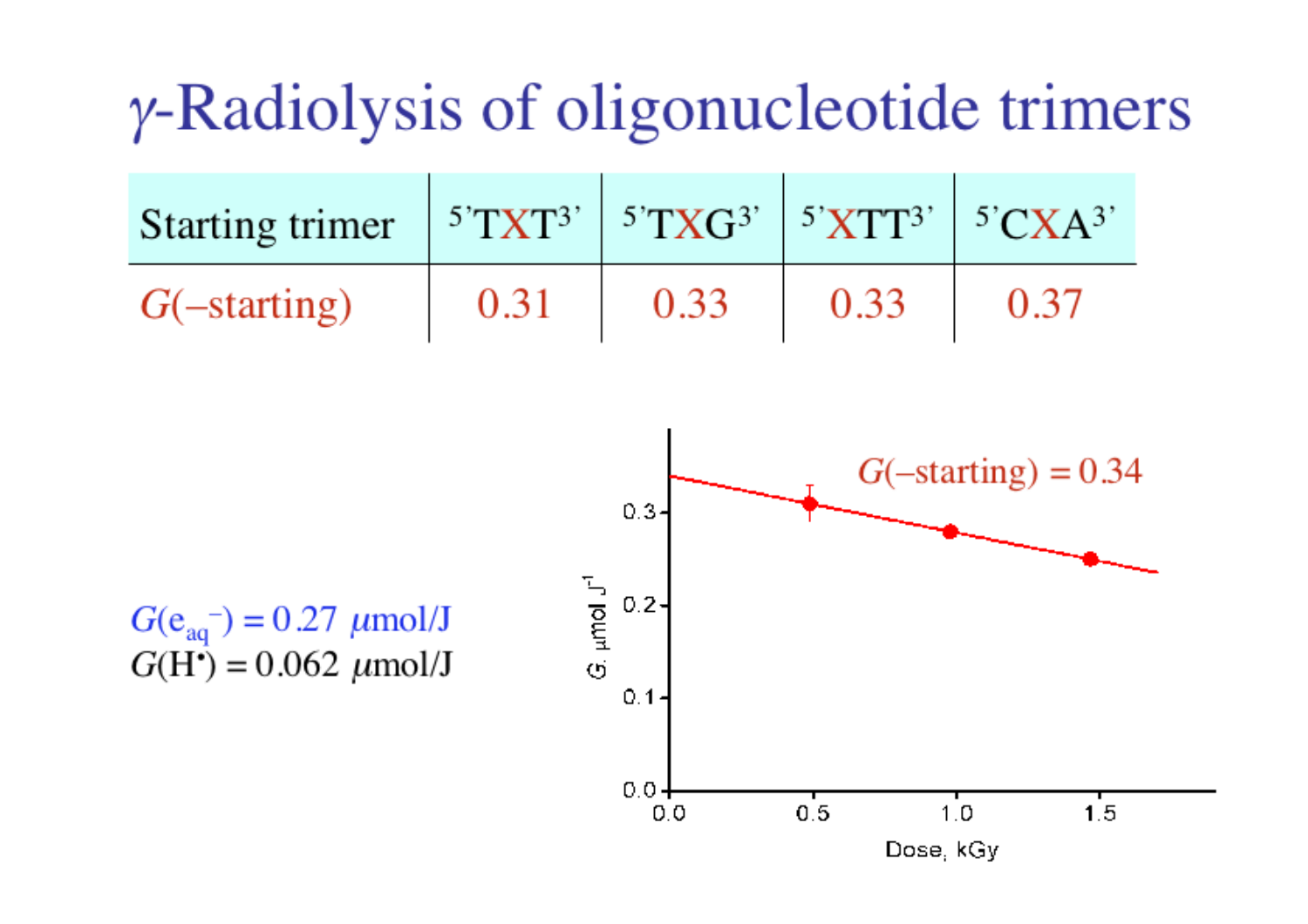# γ-Radiolysis of oligonucleotide trimers

| Starting trimer | 5'TXT3' | 5'TXG3' | 5'XTT3' | 5'CXA3' |
|---|---|---|---|---|
| $G$(–starting) | 0.31 | 0.33 | 0.33 | 0.37 |

$G(e_{aq}^-) = 0.27$ μmol/J

$G(H^\bullet) = 0.062$ μmol/J

$G$(–starting) = 0.34

G, μmol J$^{-1}$

Dose, kGy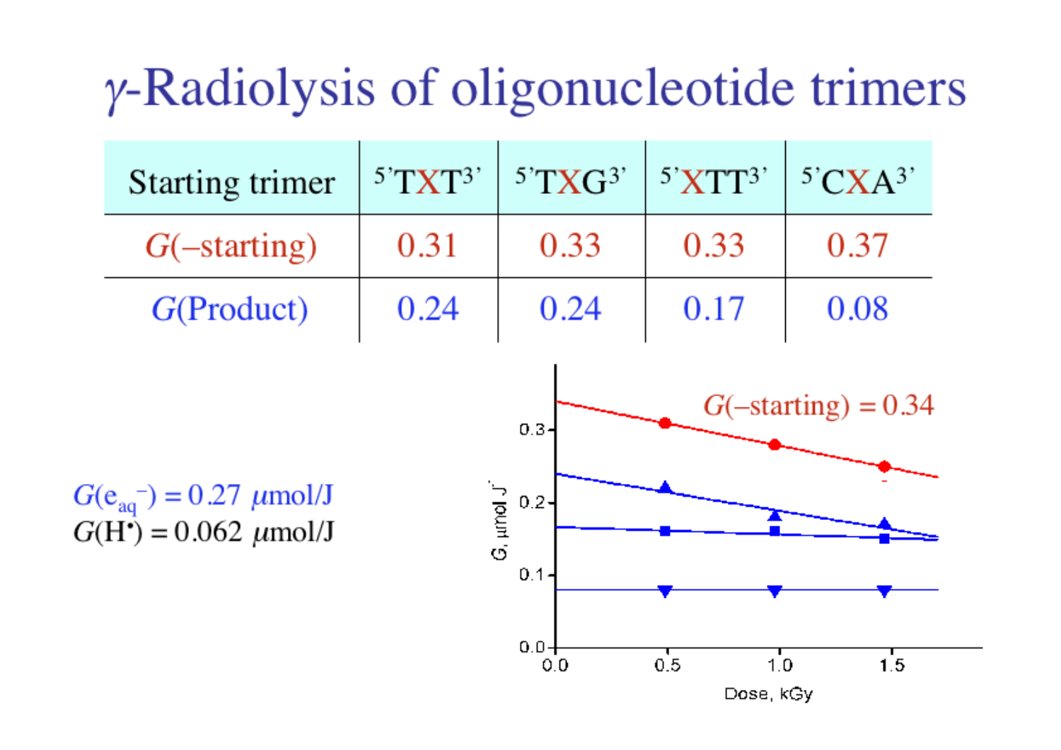# γ-Radiolysis of oligonucleotide trimers

| Starting trimer | 5'TXT3' | 5'TXG3' | 5'XTT3' | 5'CXA3' |
|---|---|---|---|---|
| *G*(–starting) | 0.31 | 0.33 | 0.33 | 0.37 |
| *G*(Product) | 0.24 | 0.24 | 0.17 | 0.08 |

$G(e_{aq}^-) = 0.27\ \mu mol/J$

$G(H^\bullet) = 0.062\ \mu mol/J$

*G*(–starting) = 0.34

G, μmol J⁻¹

Dose, kGy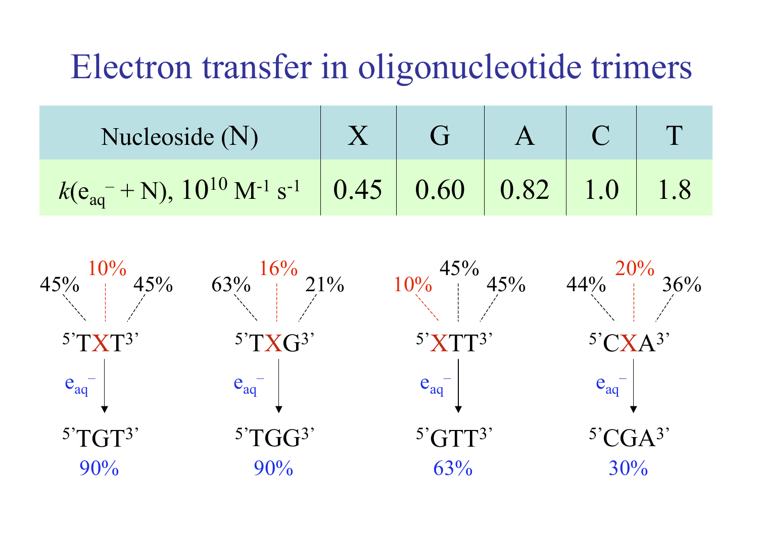# Electron transfer in oligonucleotide trimers

| Nucleoside (N) | X | G | A | C | T |
|---|---|---|---|---|---|
| $k(e_{aq}^- + N)$, $10^{10}$ $M^{-1}$ $s^{-1}$ | 0.45 | 0.60 | 0.82 | 1.0 | 1.8 |

45%   10%   45%

5'TXT3'

$e_{aq}^-$ →

5'TGT3'

90%

63%   16%   21%

5'TXG3'

$e_{aq}^-$ →

5'TGG3'

90%

10%   45%   45%

5'XTT3'

$e_{aq}^-$ →

5'GTT3'

63%

44%   20%   36%

5'CXA3'

$e_{aq}^-$ →

5'CGA3'

30%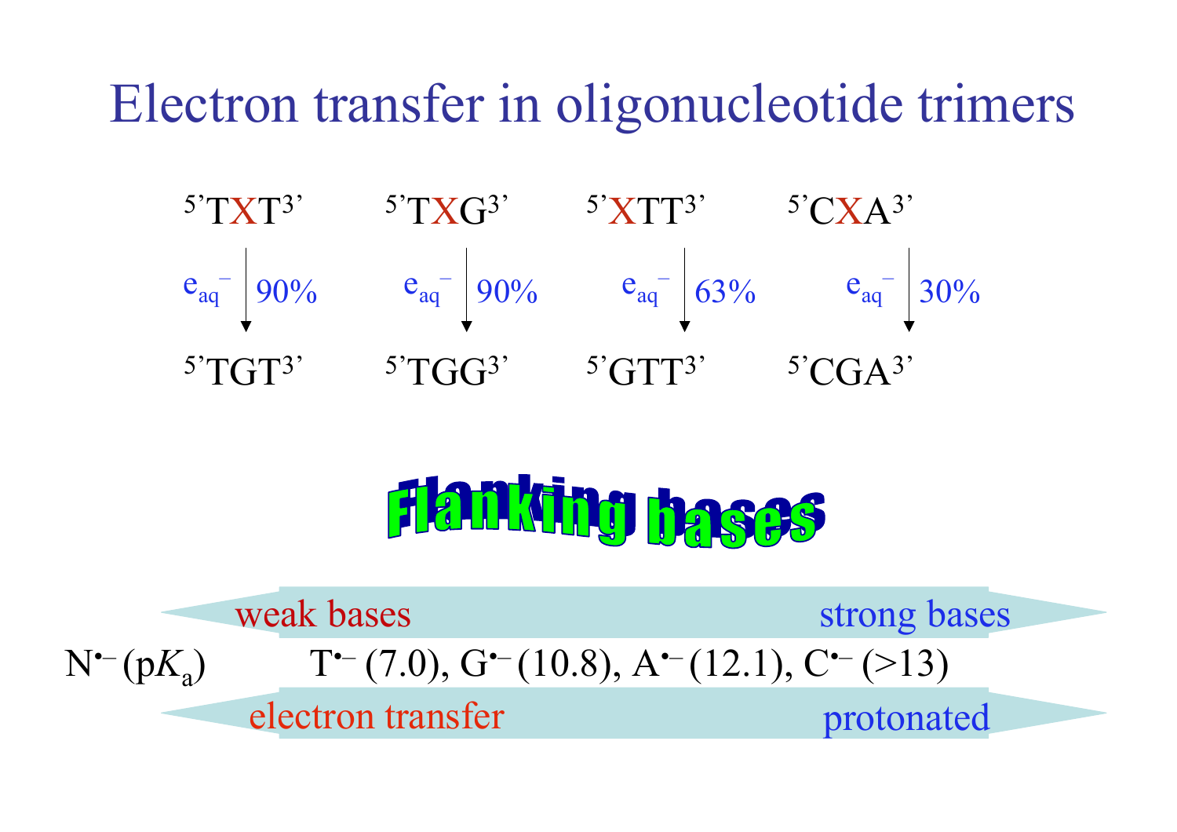# Electron transfer in oligonucleotide trimers

| Reactant | Conditions | Yield | Product |
|---|---|---|---|
| 5'TXT3' | $e_{aq}^-$ | 90% | 5'TGT3' |
| 5'TXG3' | $e_{aq}^-$ | 90% | 5'TGG3' |
| 5'XTT3' | $e_{aq}^-$ | 63% | 5'GTT3' |
| 5'CXA3' | $e_{aq}^-$ | 30% | 5'CGA3' |

**Flanking bases**

weak bases ⟵⟶ strong bases

$N^{\bullet-}$ ($pK_a$) $T^{\bullet-}$ (7.0), $G^{\bullet-}$ (10.8), $A^{\bullet-}$ (12.1), $C^{\bullet-}$ (>13)

electron transfer ⟵⟶ protonated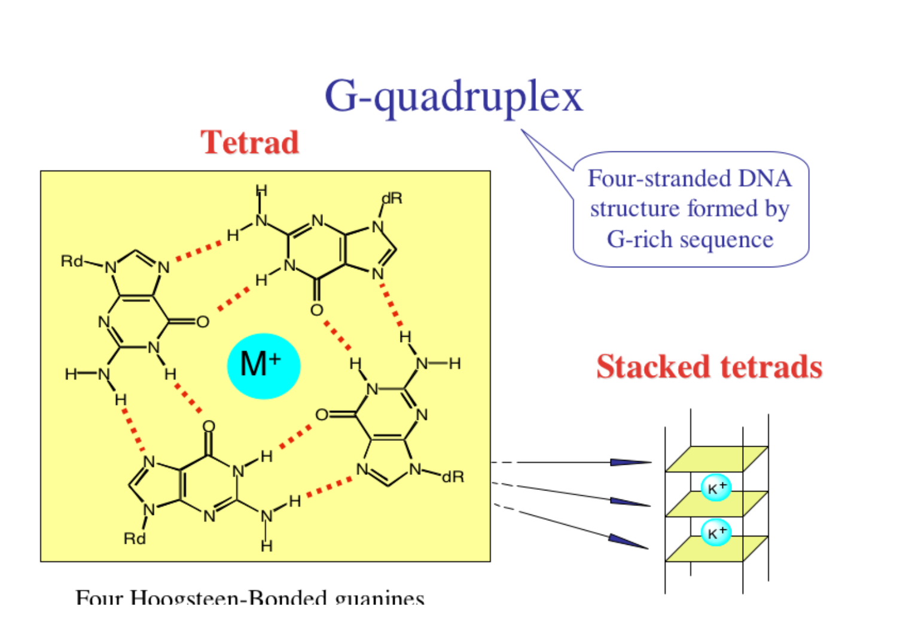# G-quadruplex

Four-stranded DNA structure formed by G-rich sequence

## Tetrad

## Stacked tetrads

Four Hoogsteen-Bonded guanines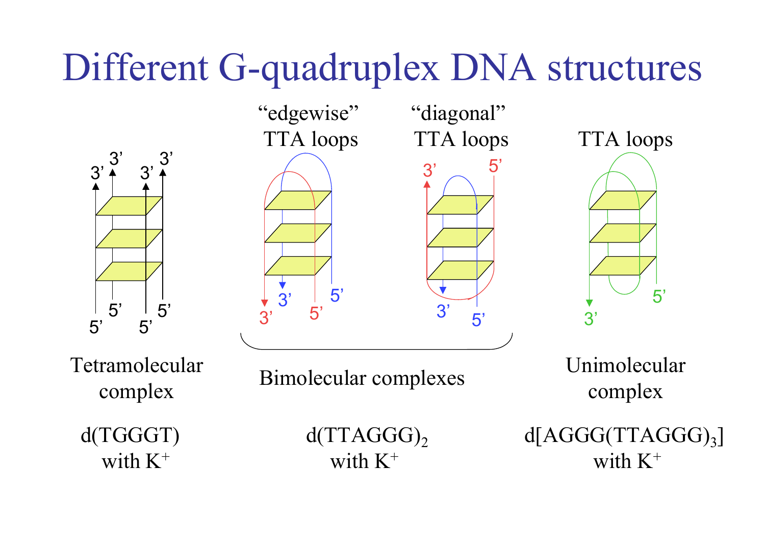# Different G-quadruplex DNA structures

| Tetramolecular complex | Bimolecular complexes ("edgewise" TTA loops) | Bimolecular complexes ("diagonal" TTA loops) | Unimolecular complex (TTA loops) |
|---|---|---|---|
| d(TGGGT) with $K^+$ | $d(TTAGGG)_2$ with $K^+$ | $d(TTAGGG)_2$ with $K^+$ | $d[AGGG(TTAGGG)_3]$ with $K^+$ |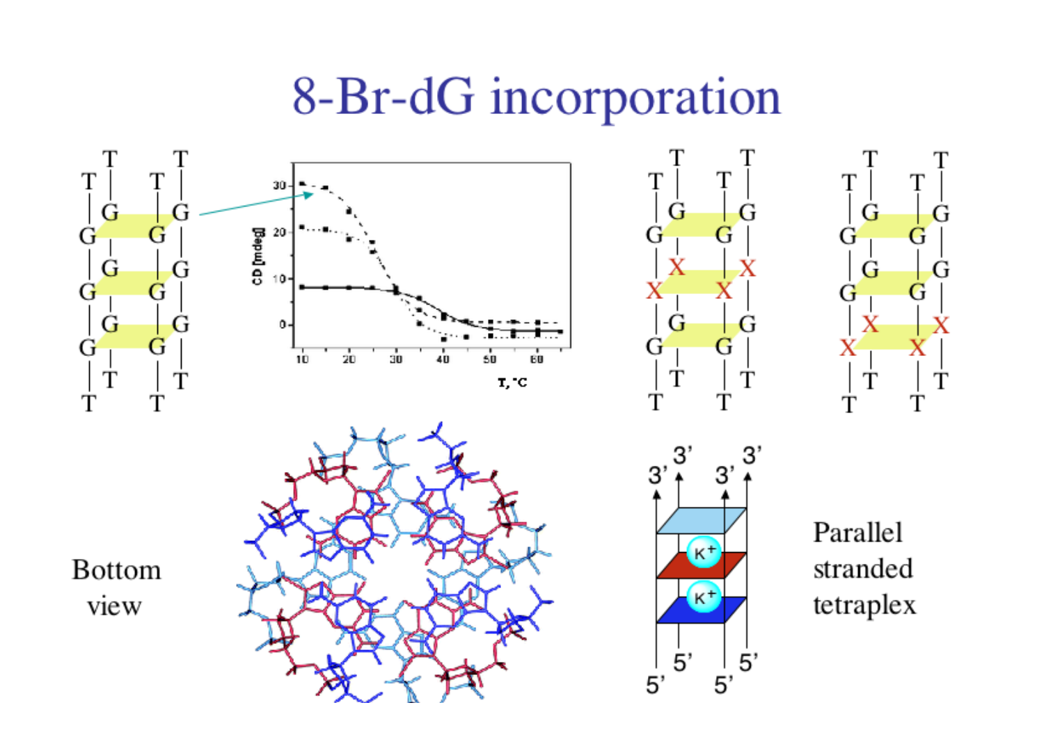# 8-Br-dG incorporation

Bottom view

Parallel stranded tetraplex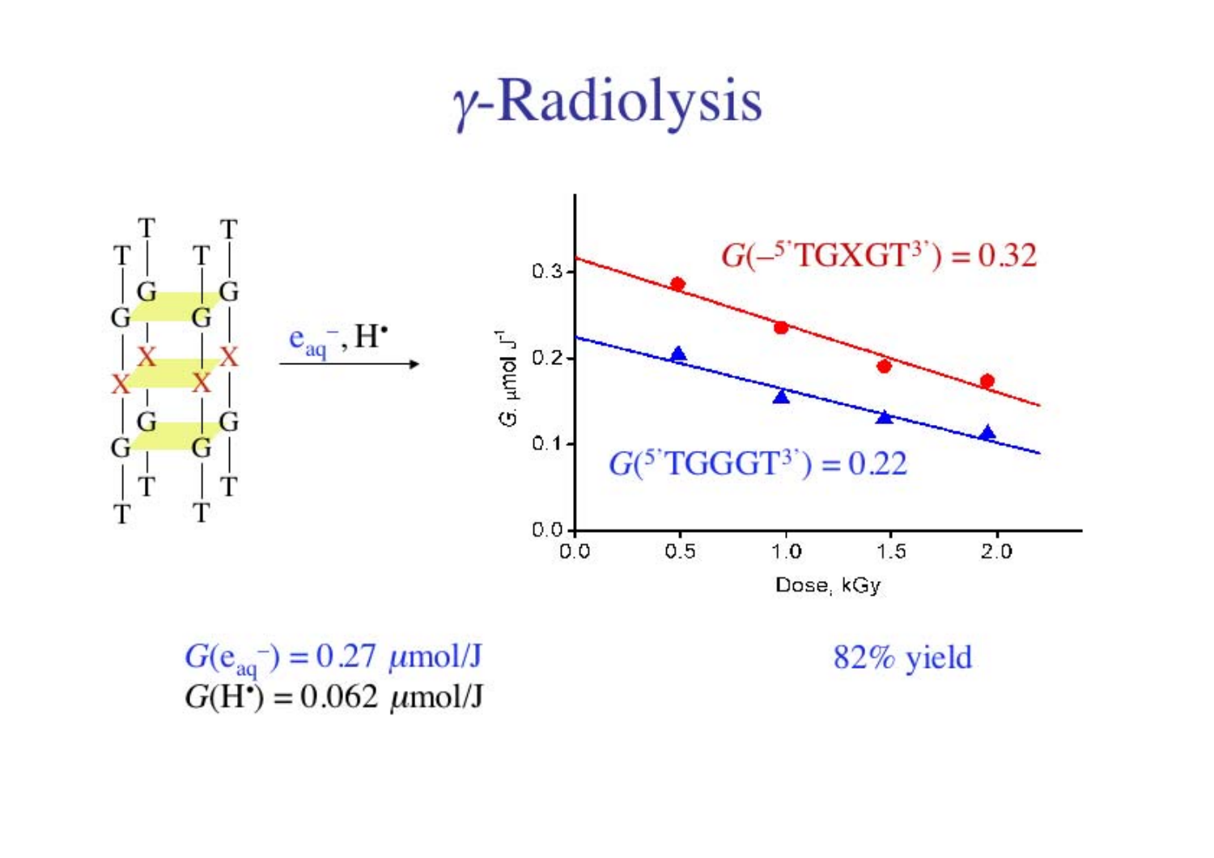# $\gamma$-Radiolysis

$e_{aq}^-$, $H^\bullet$

$G(-^{5'}TGXGT^{3'}) = 0.32$

$G(^{5'}TGGGT^{3'}) = 0.22$

$G(e_{aq}^-) = 0.27\ \mu mol/J$

$G(H^\bullet) = 0.062\ \mu mol/J$

82% yield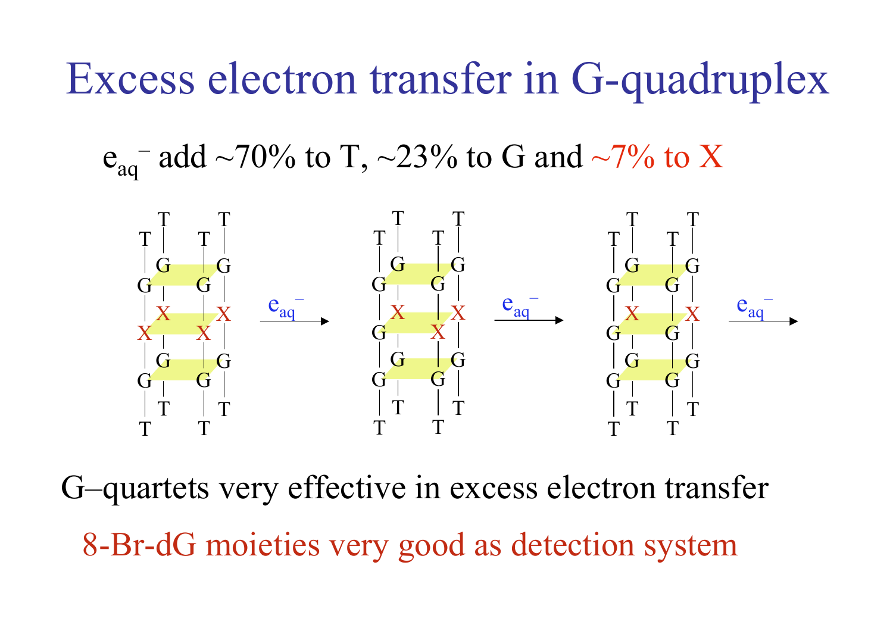# Excess electron transfer in G-quadruplex

$e_{aq}^{-}$ add ~70% to T, ~23% to G and ~7% to X

$\xrightarrow{e_{aq}^{-}}$ $\xrightarrow{e_{aq}^{-}}$ $\xrightarrow{e_{aq}^{-}}$

G–quartets very effective in excess electron transfer

8-Br-dG moieties very good as detection system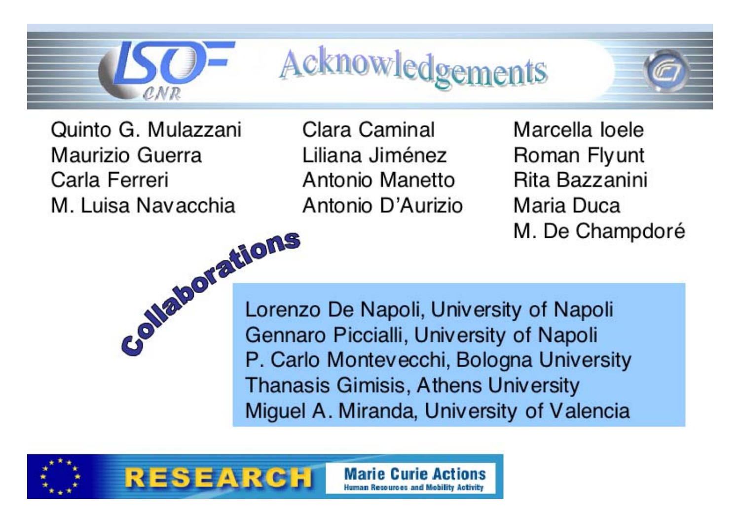# Acknowledgements

Quinto G. Mulazzani
Maurizio Guerra
Carla Ferreri
M. Luisa Navacchia

Clara Caminal
Liliana Jiménez
Antonio Manetto
Antonio D'Aurizio

Marcella Ioele
Roman Flyunt
Rita Bazzanini
Maria Duca
M. De Champdoré

## Collaborations

Lorenzo De Napoli, University of Napoli
Gennaro Piccialli, University of Napoli
P. Carlo Montevecchi, Bologna University
Thanasis Gimisis, Athens University
Miguel A. Miranda, University of Valencia

RESEARCH — Marie Curie Actions — Human Resources and Mobility Activity